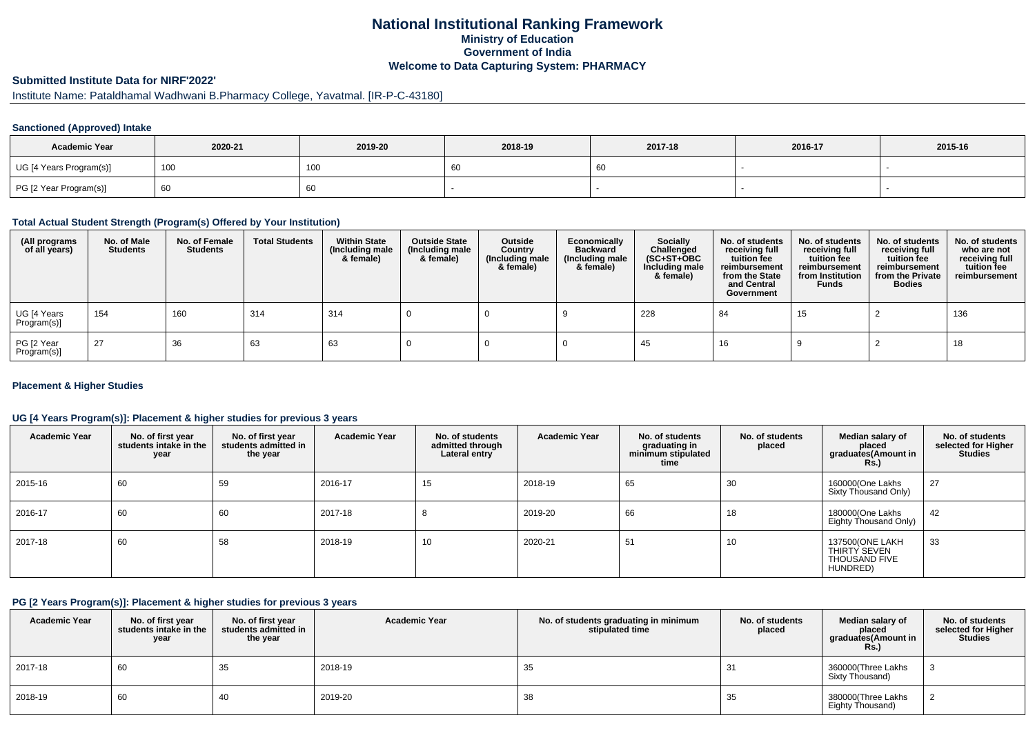# National Institutional Ranking Framework
## Ministry of Education
## Government of India
## Welcome to Data Capturing System: PHARMACY

### Submitted Institute Data for NIRF'2022'

Institute Name: Pataldhamal Wadhwani B.Pharmacy College, Yavatmal. [IR-P-C-43180]

#### Sanctioned (Approved) Intake

| Academic Year | 2020-21 | 2019-20 | 2018-19 | 2017-18 | 2016-17 | 2015-16 |
|---|---|---|---|---|---|---|
| UG [4 Years Program(s)] | 100 | 100 | 60 | 60 | - | - |
| PG [2 Year Program(s)] | 60 | 60 | - | - | - | - |

#### Total Actual Student Strength (Program(s) Offered by Your Institution)

| (All programs of all years) | No. of Male Students | No. of Female Students | Total Students | Within State (Including male & female) | Outside State (Including male & female) | Outside Country (Including male & female) | Economically Backward (Including male & female) | Socially Challenged (SC+ST+OBC Including male & female) | No. of students receiving full tuition fee reimbursement from the State and Central Government | No. of students receiving full tuition fee reimbursement from Institution Funds | No. of students receiving full tuition fee reimbursement from the Private Bodies | No. of students who are not receiving full tuition fee reimbursement |
|---|---|---|---|---|---|---|---|---|---|---|---|---|
| UG [4 Years Program(s)] | 154 | 160 | 314 | 314 | 0 | 0 | 9 | 228 | 84 | 15 | 2 | 136 |
| PG [2 Year Program(s)] | 27 | 36 | 63 | 63 | 0 | 0 | 0 | 45 | 16 | 9 | 2 | 18 |

#### Placement & Higher Studies

#### UG [4 Years Program(s)]: Placement & higher studies for previous 3 years

| Academic Year | No. of first year students intake in the year | No. of first year students admitted in the year | Academic Year | No. of students admitted through Lateral entry | Academic Year | No. of students graduating in minimum stipulated time | No. of students placed | Median salary of placed graduates(Amount in Rs.) | No. of students selected for Higher Studies |
|---|---|---|---|---|---|---|---|---|---|
| 2015-16 | 60 | 59 | 2016-17 | 15 | 2018-19 | 65 | 30 | 160000(One Lakhs Sixty Thousand Only) | 27 |
| 2016-17 | 60 | 60 | 2017-18 | 8 | 2019-20 | 66 | 18 | 180000(One Lakhs Eighty Thousand Only) | 42 |
| 2017-18 | 60 | 58 | 2018-19 | 10 | 2020-21 | 51 | 10 | 137500(ONE LAKH THIRTY SEVEN THOUSAND FIVE HUNDRED) | 33 |

#### PG [2 Years Program(s)]: Placement & higher studies for previous 3 years

| Academic Year | No. of first year students intake in the year | No. of first year students admitted in the year | Academic Year | No. of students graduating in minimum stipulated time | No. of students placed | Median salary of placed graduates(Amount in Rs.) | No. of students selected for Higher Studies |
|---|---|---|---|---|---|---|---|
| 2017-18 | 60 | 35 | 2018-19 | 35 | 31 | 360000(Three Lakhs Sixty Thousand) | 3 |
| 2018-19 | 60 | 40 | 2019-20 | 38 | 35 | 380000(Three Lakhs Eighty Thousand) | 2 |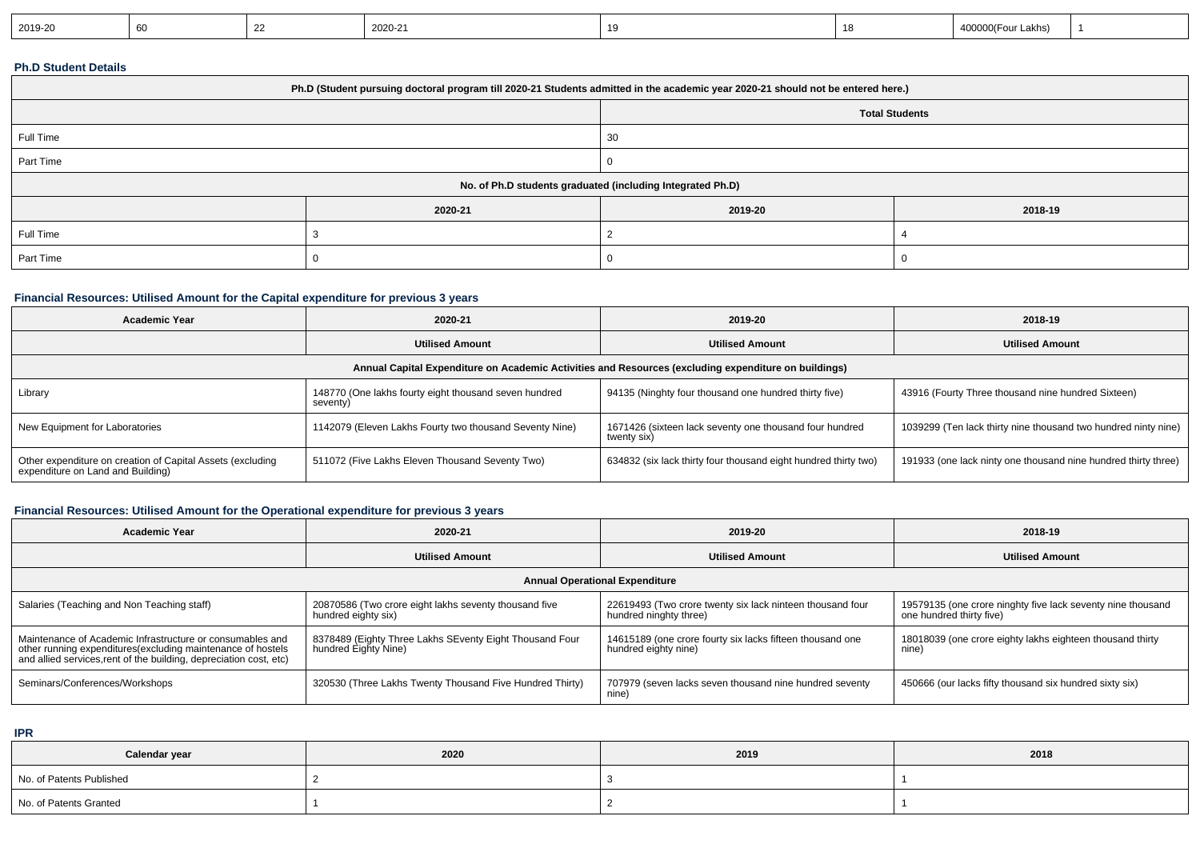| 2019-20 | 60 | 22 | 2020-21 | 19 | 18 | 400000(Four Lakhs) | 1 |
|---|---|---|---|---|---|---|---|

**Ph.D Student Details**

| Ph.D (Student pursuing doctoral program till 2020-21 Students admitted in the academic year 2020-21 should not be entered here.) | | | |
|---|---|---|---|
| | | Total Students | |
| Full Time | | 30 | |
| Part Time | | 0 | |
| No. of Ph.D students graduated (including Integrated Ph.D) | | | |
| | 2020-21 | 2019-20 | 2018-19 |
| Full Time | 3 | 2 | 4 |
| Part Time | 0 | 0 | 0 |

**Financial Resources: Utilised Amount for the Capital expenditure for previous 3 years**

| Academic Year | 2020-21 | 2019-20 | 2018-19 |
|---|---|---|---|
| | Utilised Amount | Utilised Amount | Utilised Amount |
| Annual Capital Expenditure on Academic Activities and Resources (excluding expenditure on buildings) | | | |
| Library | 148770 (One lakhs fourty eight thousand seven hundred seventy) | 94135 (Ninghty four thousand one hundred thirty five) | 43916 (Fourty Three thousand nine hundred Sixteen) |
| New Equipment for Laboratories | 1142079 (Eleven Lakhs Fourty two thousand Seventy Nine) | 1671426 (sixteen lack seventy one thousand four hundred twenty six) | 1039299 (Ten lack thirty nine thousand two hundred ninty nine) |
| Other expenditure on creation of Capital Assets (excluding expenditure on Land and Building) | 511072 (Five Lakhs Eleven Thousand Seventy Two) | 634832 (six lack thirty four thousand eight hundred thirty two) | 191933 (one lack ninty one thousand nine hundred thirty three) |

**Financial Resources: Utilised Amount for the Operational expenditure for previous 3 years**

| Academic Year | 2020-21 | 2019-20 | 2018-19 |
|---|---|---|---|
| | Utilised Amount | Utilised Amount | Utilised Amount |
| Annual Operational Expenditure | | | |
| Salaries (Teaching and Non Teaching staff) | 20870586 (Two crore eight lakhs seventy thousand five hundred eighty six) | 22619493 (Two crore twenty six lack ninteen thousand four hundred ninghty three) | 19579135 (one crore ninghty five lack seventy nine thousand one hundred thirty five) |
| Maintenance of Academic Infrastructure or consumables and other running expenditures(excluding maintenance of hostels and allied services,rent of the building, depreciation cost, etc) | 8378489 (Eighty Three Lakhs SEventy Eight Thousand Four hundred Eighty Nine) | 14615189 (one crore fourty six lacks fifteen thousand one hundred eighty nine) | 18018039 (one crore eighty lakhs eighteen thousand thirty nine) |
| Seminars/Conferences/Workshops | 320530 (Three Lakhs Twenty Thousand Five Hundred Thirty) | 707979 (seven lacks seven thousand nine hundred seventy nine) | 450666 (our lacks fifty thousand six hundred sixty six) |

**IPR**

| Calendar year | 2020 | 2019 | 2018 |
|---|---|---|---|
| No. of Patents Published | 2 | 3 | 1 |
| No. of Patents Granted | 1 | 2 | 1 |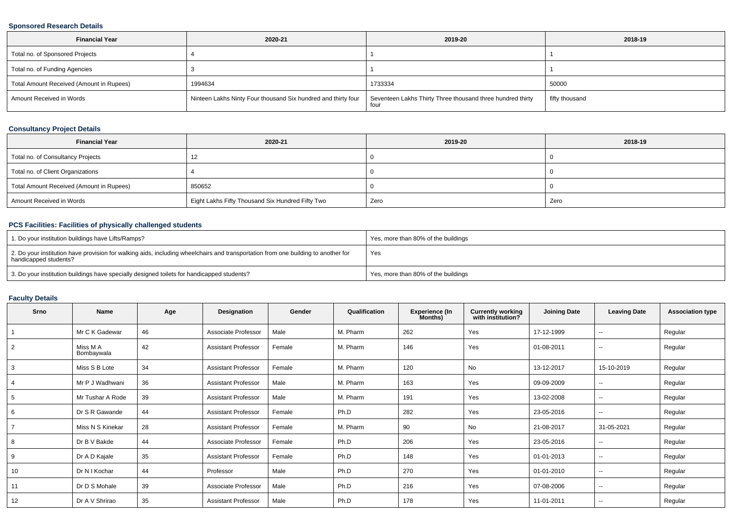### Sponsored Research Details

| Financial Year | 2020-21 | 2019-20 | 2018-19 |
|---|---|---|---|
| Total no. of Sponsored Projects | 4 | 1 | 1 |
| Total no. of Funding Agencies | 3 | 1 | 1 |
| Total Amount Received (Amount in Rupees) | 1994634 | 1733334 | 50000 |
| Amount Received in Words | Ninteen Lakhs Ninty Four thousand Six hundred and thirty four | Seventeen Lakhs Thirty Three thousand three hundred thirty four | fifty thousand |

### Consultancy Project Details

| Financial Year | 2020-21 | 2019-20 | 2018-19 |
|---|---|---|---|
| Total no. of Consultancy Projects | 12 | 0 | 0 |
| Total no. of Client Organizations | 4 | 0 | 0 |
| Total Amount Received (Amount in Rupees) | 850652 | 0 | 0 |
| Amount Received in Words | Eight Lakhs Fifty Thousand Six Hundred Fifty Two | Zero | Zero |

### PCS Facilities: Facilities of physically challenged students

| | |
|---|---|
| 1. Do your institution buildings have Lifts/Ramps? | Yes, more than 80% of the buildings |
| 2. Do your institution have provision for walking aids, including wheelchairs and transportation from one building to another for handicapped students? | Yes |
| 3. Do your institution buildings have specially designed toilets for handicapped students? | Yes, more than 80% of the buildings |

### Faculty Details

| Srno | Name | Age | Designation | Gender | Qualification | Experience (In Months) | Currently working with institution? | Joining Date | Leaving Date | Association type |
|---|---|---|---|---|---|---|---|---|---|---|
| 1 | Mr C K Gadewar | 46 | Associate Professor | Male | M. Pharm | 262 | Yes | 17-12-1999 | -- | Regular |
| 2 | Miss M A Bombaywala | 42 | Assistant Professor | Female | M. Pharm | 146 | Yes | 01-08-2011 | -- | Regular |
| 3 | Miss S B Lote | 34 | Assistant Professor | Female | M. Pharm | 120 | No | 13-12-2017 | 15-10-2019 | Regular |
| 4 | Mr P J Wadhwani | 36 | Assistant Professor | Male | M. Pharm | 163 | Yes | 09-09-2009 | -- | Regular |
| 5 | Mr Tushar A Rode | 39 | Assistant Professor | Male | M. Pharm | 191 | Yes | 13-02-2008 | -- | Regular |
| 6 | Dr S R Gawande | 44 | Assistant Professor | Female | Ph.D | 282 | Yes | 23-05-2016 | -- | Regular |
| 7 | Miss N S Kinekar | 28 | Assistant Professor | Female | M. Pharm | 90 | No | 21-08-2017 | 31-05-2021 | Regular |
| 8 | Dr B V Bakde | 44 | Associate Professor | Female | Ph.D | 206 | Yes | 23-05-2016 | -- | Regular |
| 9 | Dr A D Kajale | 35 | Assistant Professor | Female | Ph.D | 148 | Yes | 01-01-2013 | -- | Regular |
| 10 | Dr N I Kochar | 44 | Professor | Male | Ph.D | 270 | Yes | 01-01-2010 | -- | Regular |
| 11 | Dr D S Mohale | 39 | Associate Professor | Male | Ph.D | 216 | Yes | 07-08-2006 | -- | Regular |
| 12 | Dr A V Shrirao | 35 | Assistant Professor | Male | Ph.D | 178 | Yes | 11-01-2011 | -- | Regular |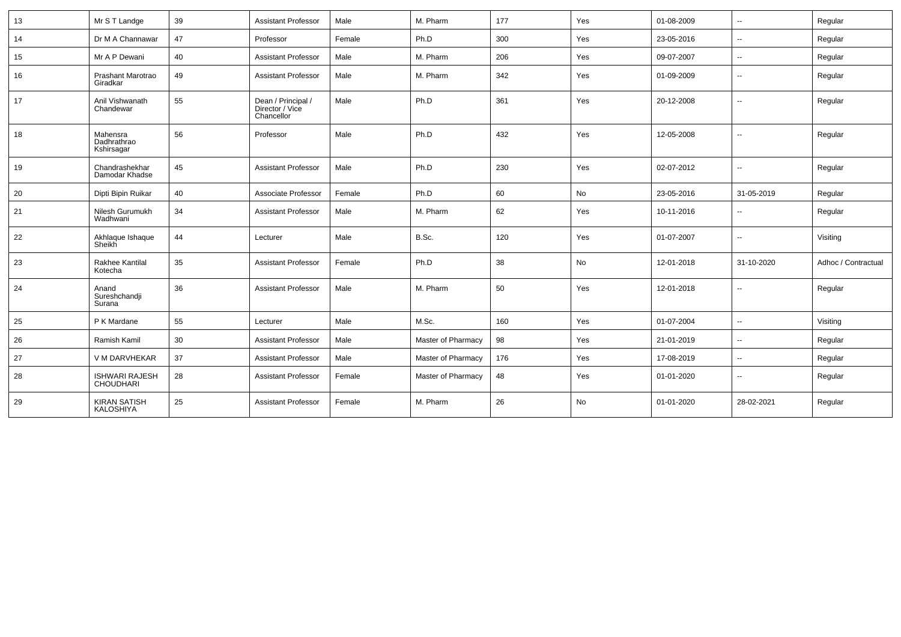| | | | | | | | | | | |
|---|---|---|---|---|---|---|---|---|---|---|
| 13 | Mr S T Landge | 39 | Assistant Professor | Male | M. Pharm | 177 | Yes | 01-08-2009 | -- | Regular |
| 14 | Dr M A Channawar | 47 | Professor | Female | Ph.D | 300 | Yes | 23-05-2016 | -- | Regular |
| 15 | Mr A P Dewani | 40 | Assistant Professor | Male | M. Pharm | 206 | Yes | 09-07-2007 | -- | Regular |
| 16 | Prashant Marotrao Giradkar | 49 | Assistant Professor | Male | M. Pharm | 342 | Yes | 01-09-2009 | -- | Regular |
| 17 | Anil Vishwanath Chandewar | 55 | Dean / Principal / Director / Vice Chancellor | Male | Ph.D | 361 | Yes | 20-12-2008 | -- | Regular |
| 18 | Mahensra Dadhrathrao Kshirsagar | 56 | Professor | Male | Ph.D | 432 | Yes | 12-05-2008 | -- | Regular |
| 19 | Chandrashekhar Damodar Khadse | 45 | Assistant Professor | Male | Ph.D | 230 | Yes | 02-07-2012 | -- | Regular |
| 20 | Dipti Bipin Ruikar | 40 | Associate Professor | Female | Ph.D | 60 | No | 23-05-2016 | 31-05-2019 | Regular |
| 21 | Nilesh Gurumukh Wadhwani | 34 | Assistant Professor | Male | M. Pharm | 62 | Yes | 10-11-2016 | -- | Regular |
| 22 | Akhlaque Ishaque Sheikh | 44 | Lecturer | Male | B.Sc. | 120 | Yes | 01-07-2007 | -- | Visiting |
| 23 | Rakhee Kantilal Kotecha | 35 | Assistant Professor | Female | Ph.D | 38 | No | 12-01-2018 | 31-10-2020 | Adhoc / Contractual |
| 24 | Anand Sureshchandji Surana | 36 | Assistant Professor | Male | M. Pharm | 50 | Yes | 12-01-2018 | -- | Regular |
| 25 | P K Mardane | 55 | Lecturer | Male | M.Sc. | 160 | Yes | 01-07-2004 | -- | Visiting |
| 26 | Ramish Kamil | 30 | Assistant Professor | Male | Master of Pharmacy | 98 | Yes | 21-01-2019 | -- | Regular |
| 27 | V M DARVHEKAR | 37 | Assistant Professor | Male | Master of Pharmacy | 176 | Yes | 17-08-2019 | -- | Regular |
| 28 | ISHWARI RAJESH CHOUDHARI | 28 | Assistant Professor | Female | Master of Pharmacy | 48 | Yes | 01-01-2020 | -- | Regular |
| 29 | KIRAN SATISH KALOSHIYA | 25 | Assistant Professor | Female | M. Pharm | 26 | No | 01-01-2020 | 28-02-2021 | Regular |